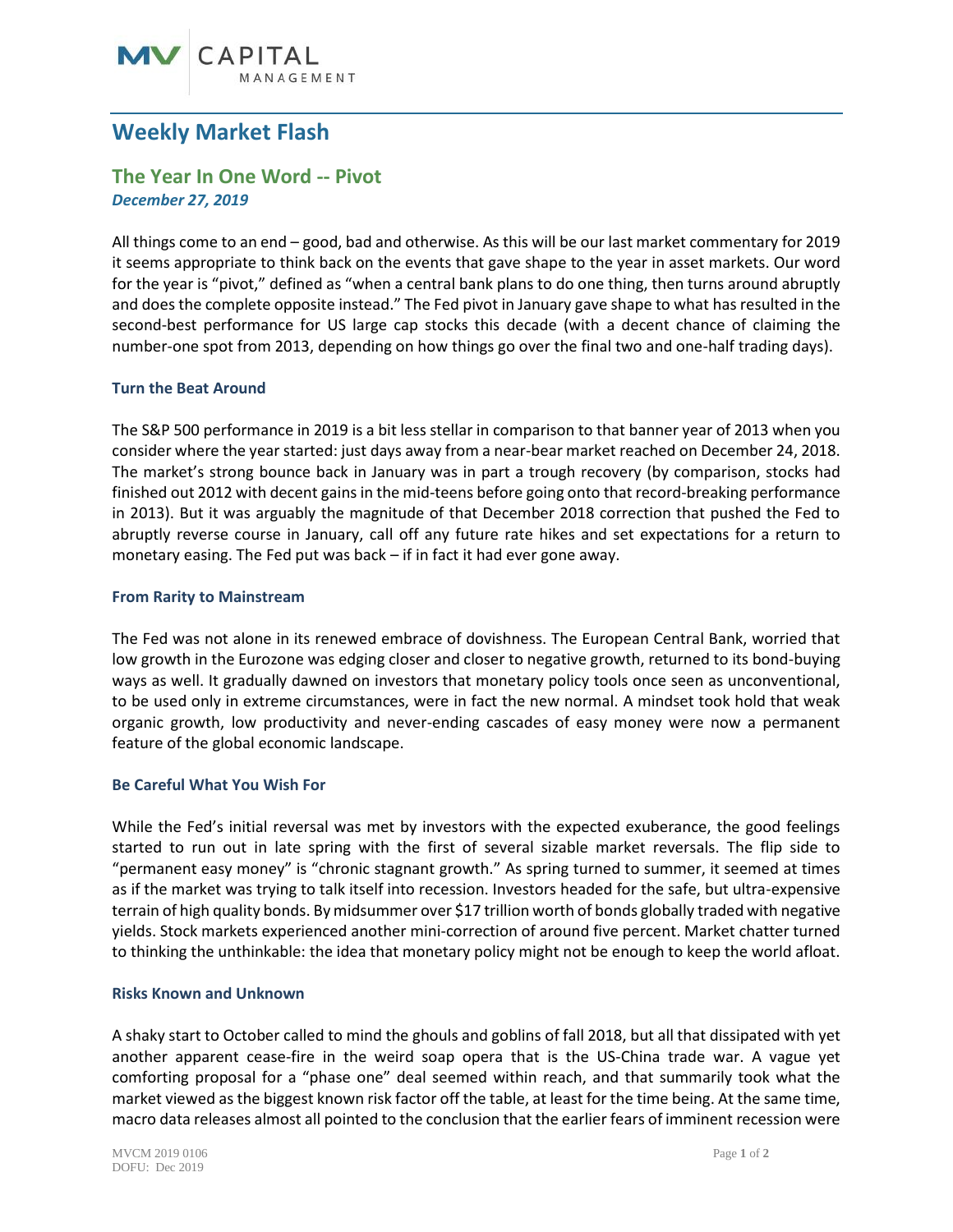# Weekly Market Flash

## The Year In One Word -- Pivot

***December 27, 2019***

All things come to an end – good, bad and otherwise. As this will be our last market commentary for 2019 it seems appropriate to think back on the events that gave shape to the year in asset markets. Our word for the year is "pivot," defined as "when a central bank plans to do one thing, then turns around abruptly and does the complete opposite instead." The Fed pivot in January gave shape to what has resulted in the second-best performance for US large cap stocks this decade (with a decent chance of claiming the number-one spot from 2013, depending on how things go over the final two and one-half trading days).

### Turn the Beat Around

The S&P 500 performance in 2019 is a bit less stellar in comparison to that banner year of 2013 when you consider where the year started: just days away from a near-bear market reached on December 24, 2018. The market's strong bounce back in January was in part a trough recovery (by comparison, stocks had finished out 2012 with decent gains in the mid-teens before going onto that record-breaking performance in 2013). But it was arguably the magnitude of that December 2018 correction that pushed the Fed to abruptly reverse course in January, call off any future rate hikes and set expectations for a return to monetary easing. The Fed put was back – if in fact it had ever gone away.

### From Rarity to Mainstream

The Fed was not alone in its renewed embrace of dovishness. The European Central Bank, worried that low growth in the Eurozone was edging closer and closer to negative growth, returned to its bond-buying ways as well. It gradually dawned on investors that monetary policy tools once seen as unconventional, to be used only in extreme circumstances, were in fact the new normal. A mindset took hold that weak organic growth, low productivity and never-ending cascades of easy money were now a permanent feature of the global economic landscape.

### Be Careful What You Wish For

While the Fed's initial reversal was met by investors with the expected exuberance, the good feelings started to run out in late spring with the first of several sizable market reversals. The flip side to "permanent easy money" is "chronic stagnant growth." As spring turned to summer, it seemed at times as if the market was trying to talk itself into recession. Investors headed for the safe, but ultra-expensive terrain of high quality bonds. By midsummer over $17 trillion worth of bonds globally traded with negative yields. Stock markets experienced another mini-correction of around five percent. Market chatter turned to thinking the unthinkable: the idea that monetary policy might not be enough to keep the world afloat.

### Risks Known and Unknown

A shaky start to October called to mind the ghouls and goblins of fall 2018, but all that dissipated with yet another apparent cease-fire in the weird soap opera that is the US-China trade war. A vague yet comforting proposal for a "phase one" deal seemed within reach, and that summarily took what the market viewed as the biggest known risk factor off the table, at least for the time being. At the same time, macro data releases almost all pointed to the conclusion that the earlier fears of imminent recession were

MVCM 2019 0106
DOFU: Dec 2019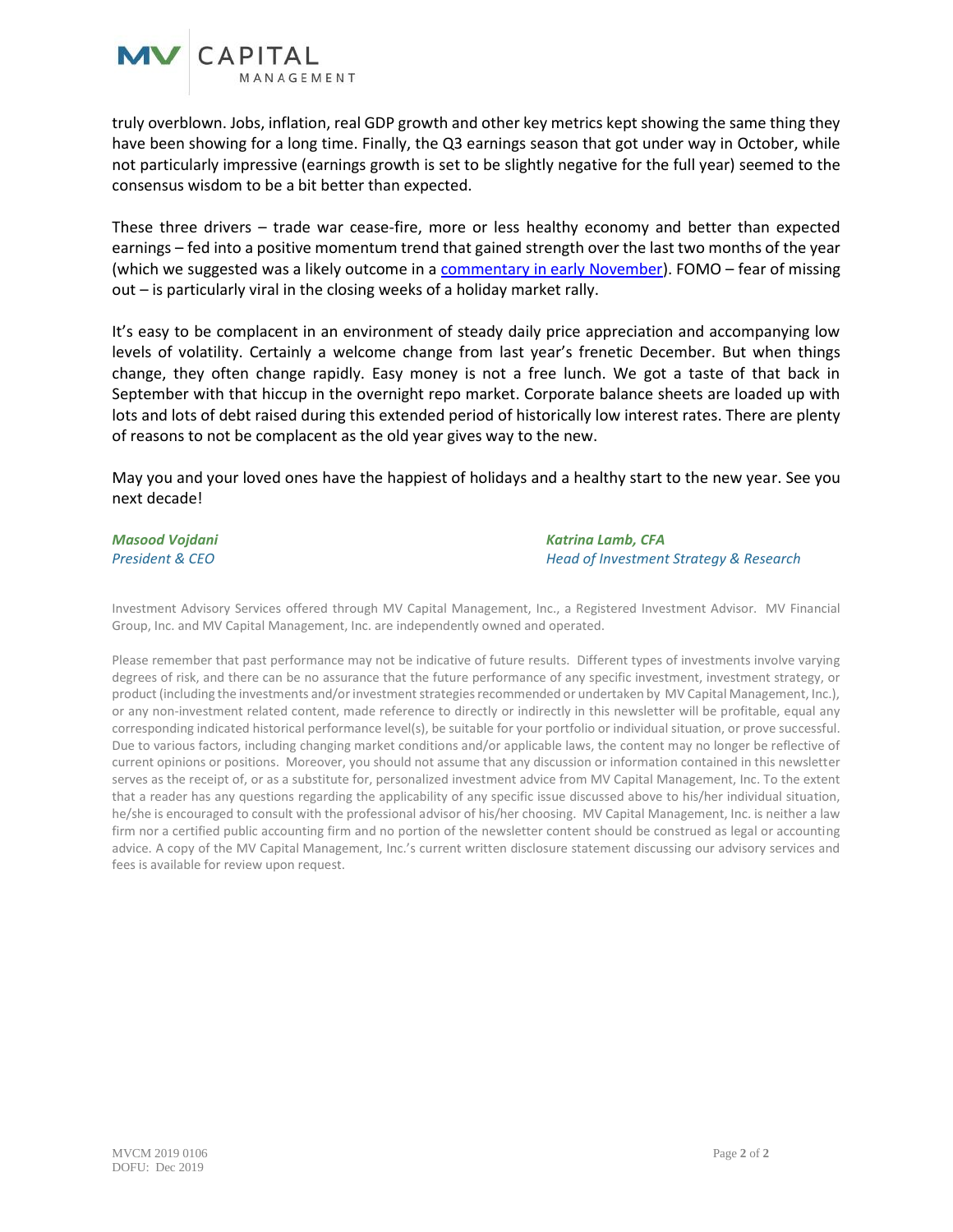truly overblown. Jobs, inflation, real GDP growth and other key metrics kept showing the same thing they have been showing for a long time. Finally, the Q3 earnings season that got under way in October, while not particularly impressive (earnings growth is set to be slightly negative for the full year) seemed to the consensus wisdom to be a bit better than expected.

These three drivers – trade war cease-fire, more or less healthy economy and better than expected earnings – fed into a positive momentum trend that gained strength over the last two months of the year (which we suggested was a likely outcome in a commentary in early November). FOMO – fear of missing out – is particularly viral in the closing weeks of a holiday market rally.

It's easy to be complacent in an environment of steady daily price appreciation and accompanying low levels of volatility. Certainly a welcome change from last year's frenetic December. But when things change, they often change rapidly. Easy money is not a free lunch. We got a taste of that back in September with that hiccup in the overnight repo market. Corporate balance sheets are loaded up with lots and lots of debt raised during this extended period of historically low interest rates. There are plenty of reasons to not be complacent as the old year gives way to the new.

May you and your loved ones have the happiest of holidays and a healthy start to the new year. See you next decade!

***Masood Vojdani***
*President & CEO*

***Katrina Lamb, CFA***
*Head of Investment Strategy & Research*

Investment Advisory Services offered through MV Capital Management, Inc., a Registered Investment Advisor. MV Financial Group, Inc. and MV Capital Management, Inc. are independently owned and operated.

Please remember that past performance may not be indicative of future results. Different types of investments involve varying degrees of risk, and there can be no assurance that the future performance of any specific investment, investment strategy, or product (including the investments and/or investment strategies recommended or undertaken by MV Capital Management, Inc.), or any non-investment related content, made reference to directly or indirectly in this newsletter will be profitable, equal any corresponding indicated historical performance level(s), be suitable for your portfolio or individual situation, or prove successful. Due to various factors, including changing market conditions and/or applicable laws, the content may no longer be reflective of current opinions or positions. Moreover, you should not assume that any discussion or information contained in this newsletter serves as the receipt of, or as a substitute for, personalized investment advice from MV Capital Management, Inc. To the extent that a reader has any questions regarding the applicability of any specific issue discussed above to his/her individual situation, he/she is encouraged to consult with the professional advisor of his/her choosing. MV Capital Management, Inc. is neither a law firm nor a certified public accounting firm and no portion of the newsletter content should be construed as legal or accounting advice. A copy of the MV Capital Management, Inc.'s current written disclosure statement discussing our advisory services and fees is available for review upon request.

MVCM 2019 0106
DOFU: Dec 2019